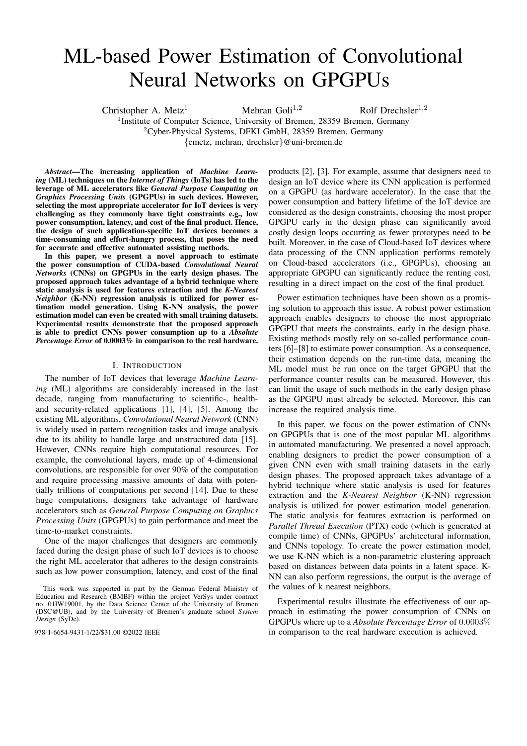# ML-based Power Estimation of Convolutional Neural Networks on GPGPUs

Christopher A. Metz[1] Mehran Goli[1,2] Rolf Drechsler[1,2]

[1]Institute of Computer Science, University of Bremen, 28359 Bremen, Germany

[2]Cyber-Physical Systems, DFKI GmbH, 28359 Bremen, Germany

{cmetz, mehran, drechsler}@uni-bremen.de

***Abstract*—The increasing application of *Machine Learning* (ML) techniques on the *Internet of Things* (IoTs) has led to the leverage of ML accelerators like *General Purpose Computing on Graphics Processing Units* (GPGPUs) in such devices. However, selecting the most appropriate accelerator for IoT devices is very challenging as they commonly have tight constraints e.g., low power consumption, latency, and cost of the final product. Hence, the design of such application-specific IoT devices becomes a time-consuming and effort-hungry process, that poses the need for accurate and effective automated assisting methods.**

**In this paper, we present a novel approach to estimate the power consumption of CUDA-based *Convolutional Neural Networks* (CNNs) on GPGPUs in the early design phases. The proposed approach takes advantage of a hybrid technique where static analysis is used for features extraction and the *K-Nearest Neighbor* (K-NN) regression analysis is utilized for power estimation model generation. Using K-NN analysis, the power estimation model can even be created with small training datasets. Experimental results demonstrate that the proposed approach is able to predict CNNs power consumption up to a *Absolute Percentage Error* of 0.0003% in comparison to the real hardware.**

## I. Introduction

The number of IoT devices that leverage *Machine Learning* (ML) algorithms are considerably increased in the last decade, ranging from manufacturing to scientific-, health- and security-related applications [1], [4], [5]. Among the existing ML algorithms, *Convolutional Neural Network* (CNN) is widely used in pattern recognition tasks and image analysis due to its ability to handle large and unstructured data [15]. However, CNNs require high computational resources. For example, the convolutional layers, made up of 4-dimensional convolutions, are responsible for over 90% of the computation and require processing massive amounts of data with potentially trillions of computations per second [14]. Due to these huge computations, designers take advantage of hardware accelerators such as *General Purpose Computing on Graphics Processing Units* (GPGPUs) to gain performance and meet the time-to-market constraints.

One of the major challenges that designers are commonly faced during the design phase of such IoT devices is to choose the right ML accelerator that adheres to the design constraints such as low power consumption, latency, and cost of the final products [2], [3]. For example, assume that designers need to design an IoT device where its CNN application is performed on a GPGPU (as hardware accelerator). In the case that the power consumption and battery lifetime of the IoT device are considered as the design constraints, choosing the most proper GPGPU early in the design phase can significantly avoid costly design loops occurring as fewer prototypes need to be built. Moreover, in the case of Cloud-based IoT devices where data processing of the CNN application performs remotely on Cloud-based accelerators (i.e., GPGPUs), choosing an appropriate GPGPU can significantly reduce the renting cost, resulting in a direct impact on the cost of the final product.

Power estimation techniques have been shown as a promising solution to approach this issue. A robust power estimation approach enables designers to choose the most appropriate GPGPU that meets the constraints, early in the design phase. Existing methods mostly rely on so-called performance counters [6]–[8] to estimate power consumption. As a consequence, their estimation depends on the run-time data, meaning the ML model must be run once on the target GPGPU that the performance counter results can be measured. However, this can limit the usage of such methods in the early design phase as the GPGPU must already be selected. Moreover, this can increase the required analysis time.

In this paper, we focus on the power estimation of CNNs on GPGPUs that is one of the most popular ML algorithms in automated manufacturing. We presented a novel approach, enabling designers to predict the power consumption of a given CNN even with small training datasets in the early design phases. The proposed approach takes advantage of a hybrid technique where static analysis is used for features extraction and the *K-Nearest Neighbor* (K-NN) regression analysis is utilized for power estimation model generation. The static analysis for features extraction is performed on *Parallel Thread Execution* (PTX) code (which is generated at compile time) of CNNs, GPGPUs' architectural information, and CNNs topology. To create the power estimation model, we use K-NN which is a non-parametric clustering approach based on distances between data points in a latent space. K-NN can also perform regressions, the output is the average of the values of k nearest neighbors.

Experimental results illustrate the effectiveness of our approach in estimating the power consumption of CNNs on GPGPUs where up to a *Absolute Percentage Error* of $0.0003\%$ in comparison to the real hardware execution is achieved.

This work was supported in part by the German Federal Ministry of Education and Research (BMBF) within the project VerSys under contract no. 01IW19001, by the Data Science Center of the University of Bremen (DSC@UB), and by the University of Bremen's graduate school *System Design* (SyDe).

978-1-6654-9431-1/22/$31.00 ©2022 IEEE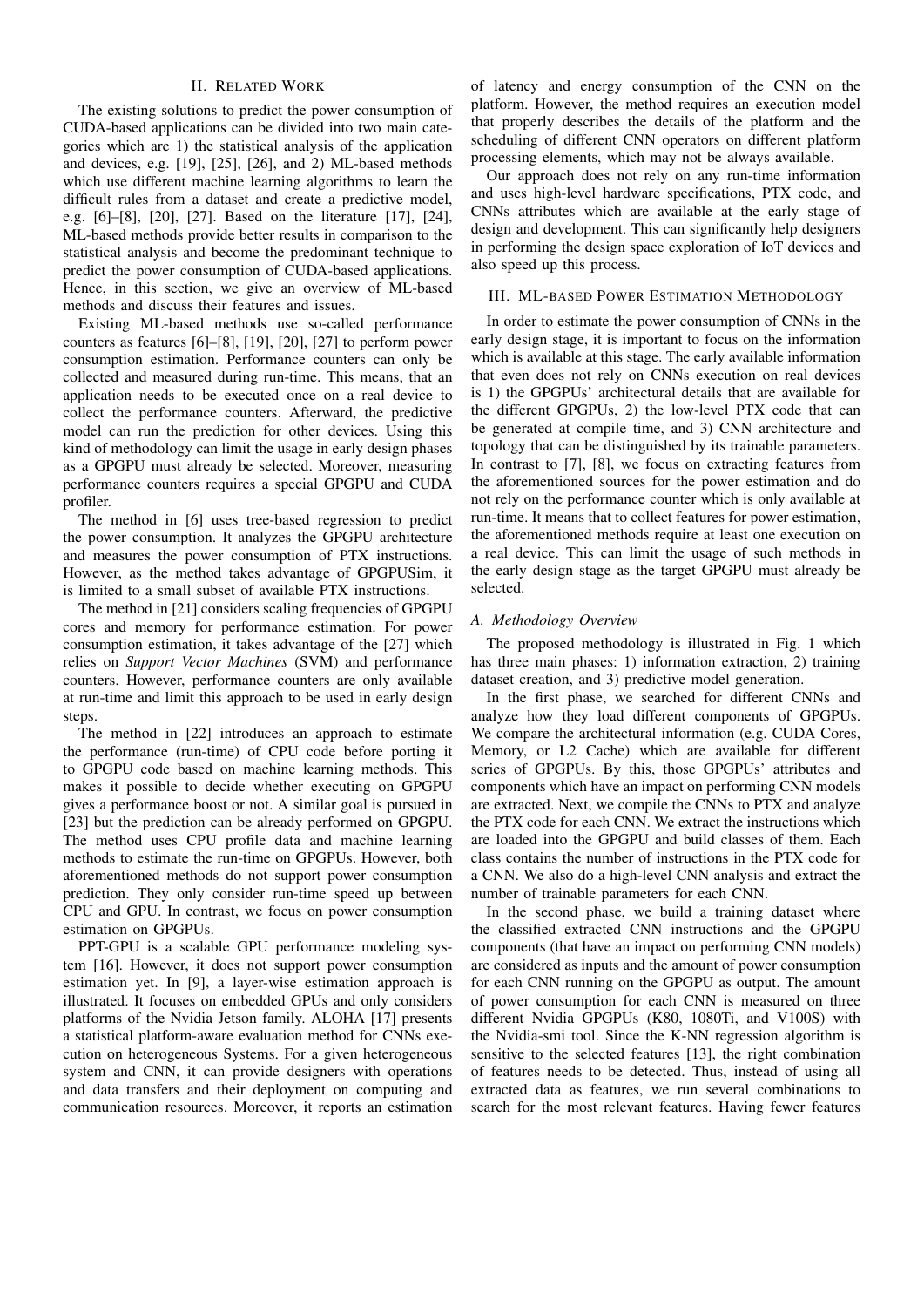## II. Related Work

The existing solutions to predict the power consumption of CUDA-based applications can be divided into two main categories which are 1) the statistical analysis of the application and devices, e.g. [19], [25], [26], and 2) ML-based methods which use different machine learning algorithms to learn the difficult rules from a dataset and create a predictive model, e.g. [6]–[8], [20], [27]. Based on the literature [17], [24], ML-based methods provide better results in comparison to the statistical analysis and become the predominant technique to predict the power consumption of CUDA-based applications. Hence, in this section, we give an overview of ML-based methods and discuss their features and issues.

Existing ML-based methods use so-called performance counters as features [6]–[8], [19], [20], [27] to perform power consumption estimation. Performance counters can only be collected and measured during run-time. This means, that an application needs to be executed once on a real device to collect the performance counters. Afterward, the predictive model can run the prediction for other devices. Using this kind of methodology can limit the usage in early design phases as a GPGPU must already be selected. Moreover, measuring performance counters requires a special GPGPU and CUDA profiler.

The method in [6] uses tree-based regression to predict the power consumption. It analyzes the GPGPU architecture and measures the power consumption of PTX instructions. However, as the method takes advantage of GPGPUSim, it is limited to a small subset of available PTX instructions.

The method in [21] considers scaling frequencies of GPGPU cores and memory for performance estimation. For power consumption estimation, it takes advantage of the [27] which relies on *Support Vector Machines* (SVM) and performance counters. However, performance counters are only available at run-time and limit this approach to be used in early design steps.

The method in [22] introduces an approach to estimate the performance (run-time) of CPU code before porting it to GPGPU code based on machine learning methods. This makes it possible to decide whether executing on GPGPU gives a performance boost or not. A similar goal is pursued in [23] but the prediction can be already performed on GPGPU. The method uses CPU profile data and machine learning methods to estimate the run-time on GPGPUs. However, both aforementioned methods do not support power consumption prediction. They only consider run-time speed up between CPU and GPU. In contrast, we focus on power consumption estimation on GPGPUs.

PPT-GPU is a scalable GPU performance modeling system [16]. However, it does not support power consumption estimation yet. In [9], a layer-wise estimation approach is illustrated. It focuses on embedded GPUs and only considers platforms of the Nvidia Jetson family. ALOHA [17] presents a statistical platform-aware evaluation method for CNNs execution on heterogeneous Systems. For a given heterogeneous system and CNN, it can provide designers with operations and data transfers and their deployment on computing and communication resources. Moreover, it reports an estimation of latency and energy consumption of the CNN on the platform. However, the method requires an execution model that properly describes the details of the platform and the scheduling of different CNN operators on different platform processing elements, which may not be always available.

Our approach does not rely on any run-time information and uses high-level hardware specifications, PTX code, and CNNs attributes which are available at the early stage of design and development. This can significantly help designers in performing the design space exploration of IoT devices and also speed up this process.

## III. ML-based Power Estimation Methodology

In order to estimate the power consumption of CNNs in the early design stage, it is important to focus on the information which is available at this stage. The early available information that even does not rely on CNNs execution on real devices is 1) the GPGPUs' architectural details that are available for the different GPGPUs, 2) the low-level PTX code that can be generated at compile time, and 3) CNN architecture and topology that can be distinguished by its trainable parameters. In contrast to [7], [8], we focus on extracting features from the aforementioned sources for the power estimation and do not rely on the performance counter which is only available at run-time. It means that to collect features for power estimation, the aforementioned methods require at least one execution on a real device. This can limit the usage of such methods in the early design stage as the target GPGPU must already be selected.

### A. Methodology Overview

The proposed methodology is illustrated in Fig. 1 which has three main phases: 1) information extraction, 2) training dataset creation, and 3) predictive model generation.

In the first phase, we searched for different CNNs and analyze how they load different components of GPGPUs. We compare the architectural information (e.g. CUDA Cores, Memory, or L2 Cache) which are available for different series of GPGPUs. By this, those GPGPUs' attributes and components which have an impact on performing CNN models are extracted. Next, we compile the CNNs to PTX and analyze the PTX code for each CNN. We extract the instructions which are loaded into the GPGPU and build classes of them. Each class contains the number of instructions in the PTX code for a CNN. We also do a high-level CNN analysis and extract the number of trainable parameters for each CNN.

In the second phase, we build a training dataset where the classified extracted CNN instructions and the GPGPU components (that have an impact on performing CNN models) are considered as inputs and the amount of power consumption for each CNN running on the GPGPU as output. The amount of power consumption for each CNN is measured on three different Nvidia GPGPUs (K80, 1080Ti, and V100S) with the Nvidia-smi tool. Since the K-NN regression algorithm is sensitive to the selected features [13], the right combination of features needs to be detected. Thus, instead of using all extracted data as features, we run several combinations to search for the most relevant features. Having fewer features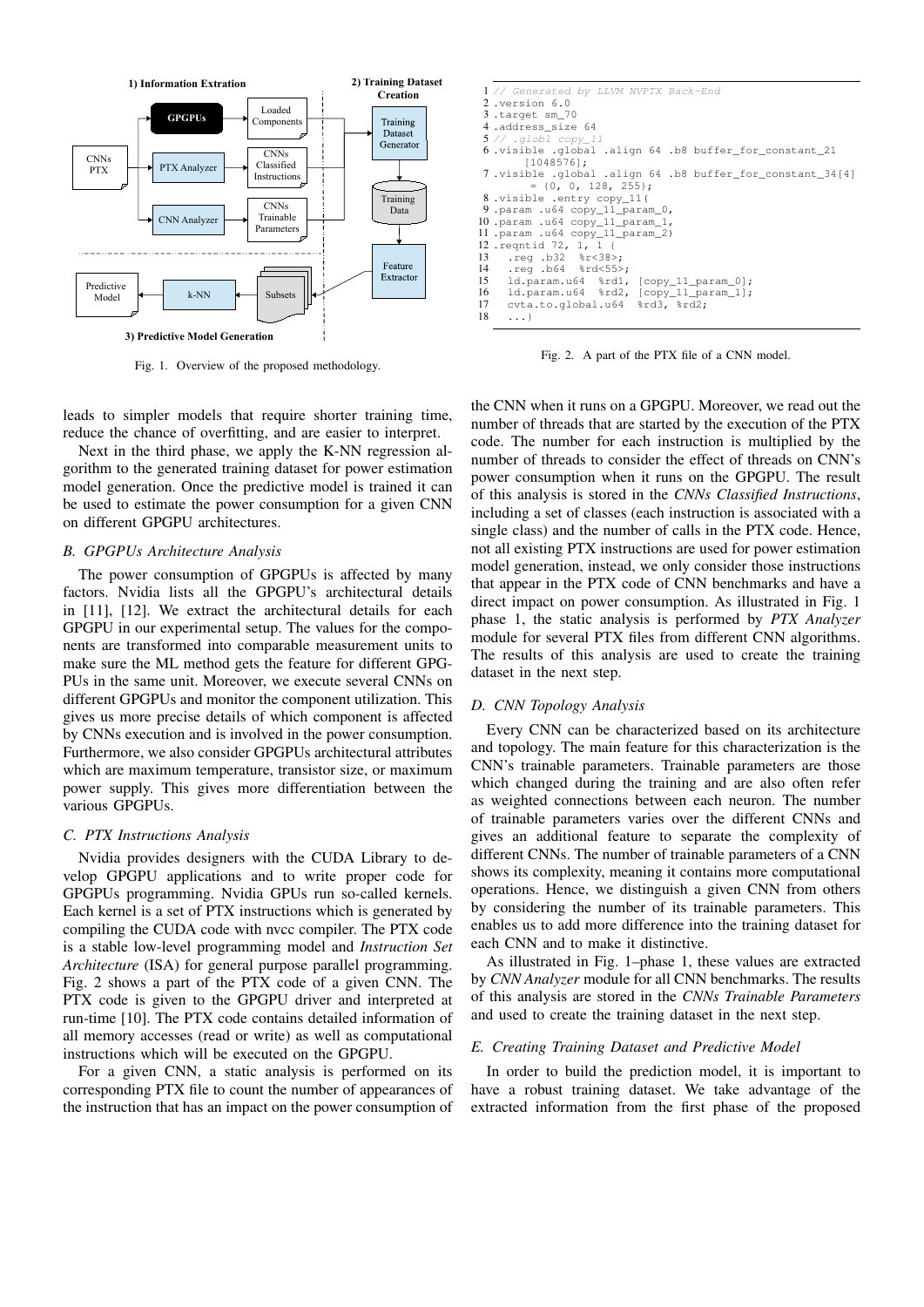Fig. 1. Overview of the proposed methodology.

```
1 // Generated by LLVM NVPTX Back-End
2 .version 6.0
3 .target sm_70
4 .address_size 64
5 // .globl copy_11
6 .visible .global .align 64 .b8 buffer_for_constant_21
     [1048576];
7 .visible .global .align 64 .b8 buffer_for_constant_34[4]
     = {0, 0, 128, 255};
8 .visible .entry copy_11(
9 .param .u64 copy_11_param_0,
10 .param .u64 copy_11_param_1,
11 .param .u64 copy_11_param_2)
12 .reqntid 72, 1, 1 {
13   .reg .b32  %r<38>;
14   .reg .b64  %rd<55>;
15   ld.param.u64  %rd1, [copy_11_param_0];
16   ld.param.u64  %rd2, [copy_11_param_1];
17   cvta.to.global.u64  %rd3, %rd2;
18   ...}
```

Fig. 2. A part of the PTX file of a CNN model.

leads to simpler models that require shorter training time, reduce the chance of overfitting, and are easier to interpret.

Next in the third phase, we apply the K-NN regression algorithm to the generated training dataset for power estimation model generation. Once the predictive model is trained it can be used to estimate the power consumption for a given CNN on different GPGPU architectures.

### B. GPGPUs Architecture Analysis

The power consumption of GPGPUs is affected by many factors. Nvidia lists all the GPGPU's architectural details in [11], [12]. We extract the architectural details for each GPGPU in our experimental setup. The values for the components are transformed into comparable measurement units to make sure the ML method gets the feature for different GPGPUs in the same unit. Moreover, we execute several CNNs on different GPGPUs and monitor the component utilization. This gives us more precise details of which component is affected by CNNs execution and is involved in the power consumption. Furthermore, we also consider GPGPUs architectural attributes which are maximum temperature, transistor size, or maximum power supply. This gives more differentiation between the various GPGPUs.

### C. PTX Instructions Analysis

Nvidia provides designers with the CUDA Library to develop GPGPU applications and to write proper code for GPGPUs programming. Nvidia GPUs run so-called kernels. Each kernel is a set of PTX instructions which is generated by compiling the CUDA code with nvcc compiler. The PTX code is a stable low-level programming model and *Instruction Set Architecture* (ISA) for general purpose parallel programming. Fig. 2 shows a part of the PTX code of a given CNN. The PTX code is given to the GPGPU driver and interpreted at run-time [10]. The PTX code contains detailed information of all memory accesses (read or write) as well as computational instructions which will be executed on the GPGPU.

For a given CNN, a static analysis is performed on its corresponding PTX file to count the number of appearances of the instruction that has an impact on the power consumption of the CNN when it runs on a GPGPU. Moreover, we read out the number of threads that are started by the execution of the PTX code. The number for each instruction is multiplied by the number of threads to consider the effect of threads on CNN's power consumption when it runs on the GPGPU. The result of this analysis is stored in the *CNNs Classified Instructions*, including a set of classes (each instruction is associated with a single class) and the number of calls in the PTX code. Hence, not all existing PTX instructions are used for power estimation model generation, instead, we only consider those instructions that appear in the PTX code of CNN benchmarks and have a direct impact on power consumption. As illustrated in Fig. 1 phase 1, the static analysis is performed by *PTX Analyzer* module for several PTX files from different CNN algorithms. The results of this analysis are used to create the training dataset in the next step.

### D. CNN Topology Analysis

Every CNN can be characterized based on its architecture and topology. The main feature for this characterization is the CNN's trainable parameters. Trainable parameters are those which changed during the training and are also often refer as weighted connections between each neuron. The number of trainable parameters varies over the different CNNs and gives an additional feature to separate the complexity of different CNNs. The number of trainable parameters of a CNN shows its complexity, meaning it contains more computational operations. Hence, we distinguish a given CNN from others by considering the number of its trainable parameters. This enables us to add more difference into the training dataset for each CNN and to make it distinctive.

As illustrated in Fig. 1–phase 1, these values are extracted by *CNN Analyzer* module for all CNN benchmarks. The results of this analysis are stored in the *CNNs Trainable Parameters* and used to create the training dataset in the next step.

### E. Creating Training Dataset and Predictive Model

In order to build the prediction model, it is important to have a robust training dataset. We take advantage of the extracted information from the first phase of the proposed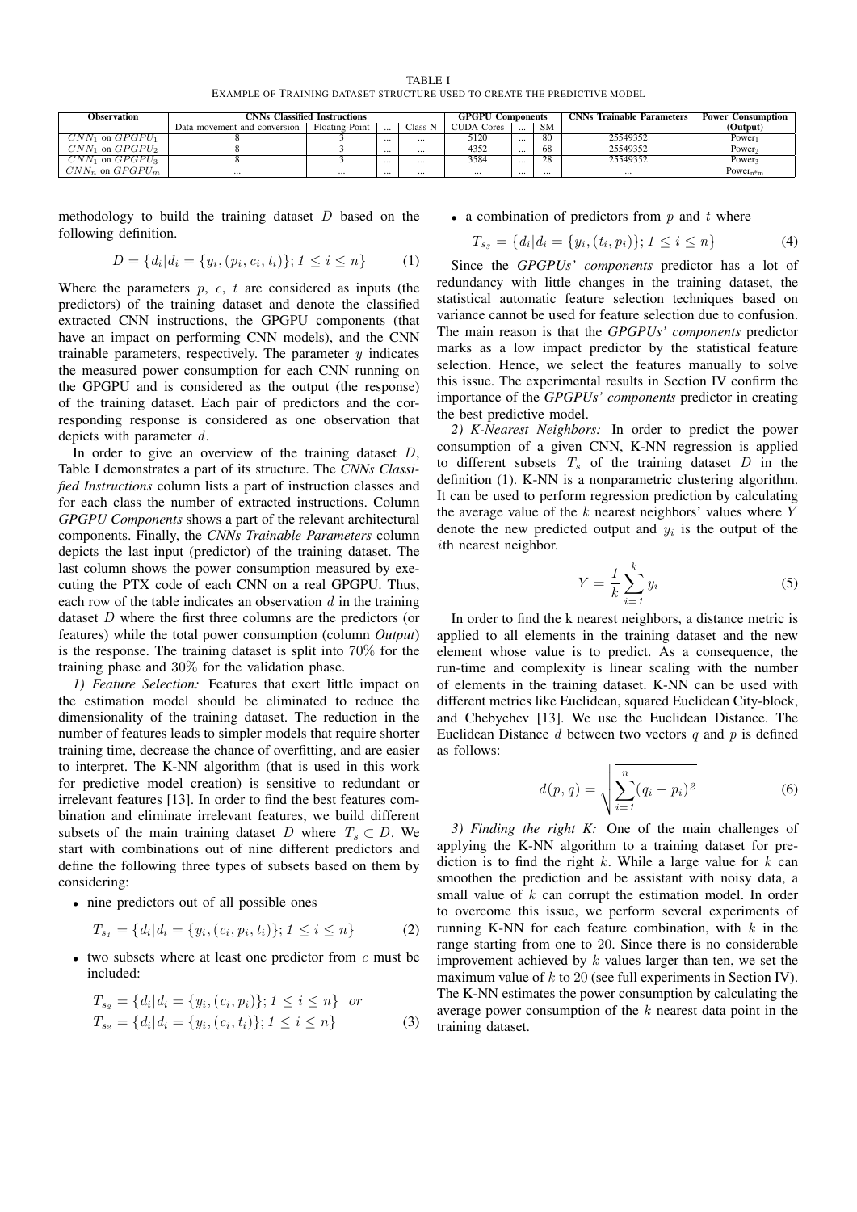TABLE I

EXAMPLE OF TRAINING DATASET STRUCTURE USED TO CREATE THE PREDICTIVE MODEL

| Observation | CNNs Classified Instructions | | | | GPGPU Components | | | CNNs Trainable Parameters | Power Consumption |
|---|---|---|---|---|---|---|---|---|---|
| | Data movement and conversion | Floating-Point | ... | Class N | CUDA Cores | ... | SM | | (Output) |
| $CNN_1$ on $GPGPU_1$ | 8 | 3 | ... | ... | 5120 | ... | 80 | 25549352 | $\text{Power}_1$ |
| $CNN_1$ on $GPGPU_2$ | 8 | 3 | ... | ... | 4352 | ... | 68 | 25549352 | $\text{Power}_2$ |
| $CNN_1$ on $GPGPU_3$ | 8 | 3 | ... | ... | 3584 | ... | 28 | 25549352 | $\text{Power}_3$ |
| $CNN_n$ on $GPGPU_m$ | ... | ... | ... | ... | ... | ... | ... | ... | $\text{Power}_{n*m}$ |

methodology to build the training dataset $D$ based on the following definition.

$$D = \{d_i | d_i = \{y_i, (p_i, c_i, t_i)\}; 1 \leq i \leq n\} \tag{1}$$

Where the parameters $p$, $c$, $t$ are considered as inputs (the predictors) of the training dataset and denote the classified extracted CNN instructions, the GPGPU components (that have an impact on performing CNN models), and the CNN trainable parameters, respectively. The parameter $y$ indicates the measured power consumption for each CNN running on the GPGPU and is considered as the output (the response) of the training dataset. Each pair of predictors and the corresponding response is considered as one observation that depicts with parameter $d$.

In order to give an overview of the training dataset $D$, Table I demonstrates a part of its structure. The *CNNs Classified Instructions* column lists a part of instruction classes and for each class the number of extracted instructions. Column *GPGPU Components* shows a part of the relevant architectural components. Finally, the *CNNs Trainable Parameters* column depicts the last input (predictor) of the training dataset. The last column shows the power consumption measured by executing the PTX code of each CNN on a real GPGPU. Thus, each row of the table indicates an observation $d$ in the training dataset $D$ where the first three columns are the predictors (or features) while the total power consumption (column *Output*) is the response. The training dataset is split into 70% for the training phase and 30% for the validation phase.

*1) Feature Selection:* Features that exert little impact on the estimation model should be eliminated to reduce the dimensionality of the training dataset. The reduction in the number of features leads to simpler models that require shorter training time, decrease the chance of overfitting, and are easier to interpret. The K-NN algorithm (that is used in this work for predictive model creation) is sensitive to redundant or irrelevant features [13]. In order to find the best features combination and eliminate irrelevant features, we build different subsets of the main training dataset $D$ where $T_s \subset D$. We start with combinations out of nine different predictors and define the following three types of subsets based on them by considering:

- nine predictors out of all possible ones

$$T_{s_1} = \{d_i | d_i = \{y_i, (c_i, p_i, t_i)\}; 1 \leq i \leq n\} \tag{2}$$

- two subsets where at least one predictor from $c$ must be included:

$$T_{s_2} = \{d_i | d_i = \{y_i, (c_i, p_i)\}; 1 \leq i \leq n\} \quad or$$
$$T_{s_2} = \{d_i | d_i = \{y_i, (c_i, t_i)\}; 1 \leq i \leq n\} \tag{3}$$

- a combination of predictors from $p$ and $t$ where

$$T_{s_3} = \{d_i | d_i = \{y_i, (t_i, p_i)\}; 1 \leq i \leq n\} \tag{4}$$

Since the *GPGPUs' components* predictor has a lot of redundancy with little changes in the training dataset, the statistical automatic feature selection techniques based on variance cannot be used for feature selection due to confusion. The main reason is that the *GPGPUs' components* predictor marks as a low impact predictor by the statistical feature selection. Hence, we select the features manually to solve this issue. The experimental results in Section IV confirm the importance of the *GPGPUs' components* predictor in creating the best predictive model.

*2) K-Nearest Neighbors:* In order to predict the power consumption of a given CNN, K-NN regression is applied to different subsets $T_s$ of the training dataset $D$ in the definition (1). K-NN is a nonparametric clustering algorithm. It can be used to perform regression prediction by calculating the average value of the $k$ nearest neighbors' values where $Y$ denote the new predicted output and $y_i$ is the output of the $i$th nearest neighbor.

$$Y = \frac{1}{k} \sum_{i=1}^{k} y_i \tag{5}$$

In order to find the k nearest neighbors, a distance metric is applied to all elements in the training dataset and the new element whose value is to predict. As a consequence, the run-time and complexity is linear scaling with the number of elements in the training dataset. K-NN can be used with different metrics like Euclidean, squared Euclidean City-block, and Chebychev [13]. We use the Euclidean Distance. The Euclidean Distance $d$ between two vectors $q$ and $p$ is defined as follows:

$$d(p, q) = \sqrt{\sum_{i=1}^{n} (q_i - p_i)^2} \tag{6}$$

*3) Finding the right K:* One of the main challenges of applying the K-NN algorithm to a training dataset for prediction is to find the right $k$. While a large value for $k$ can smoothen the prediction and be assistant with noisy data, a small value of $k$ can corrupt the estimation model. In order to overcome this issue, we perform several experiments of running K-NN for each feature combination, with $k$ in the range starting from one to 20. Since there is no considerable improvement achieved by $k$ values larger than ten, we set the maximum value of $k$ to 20 (see full experiments in Section IV). The K-NN estimates the power consumption by calculating the average power consumption of the $k$ nearest data point in the training dataset.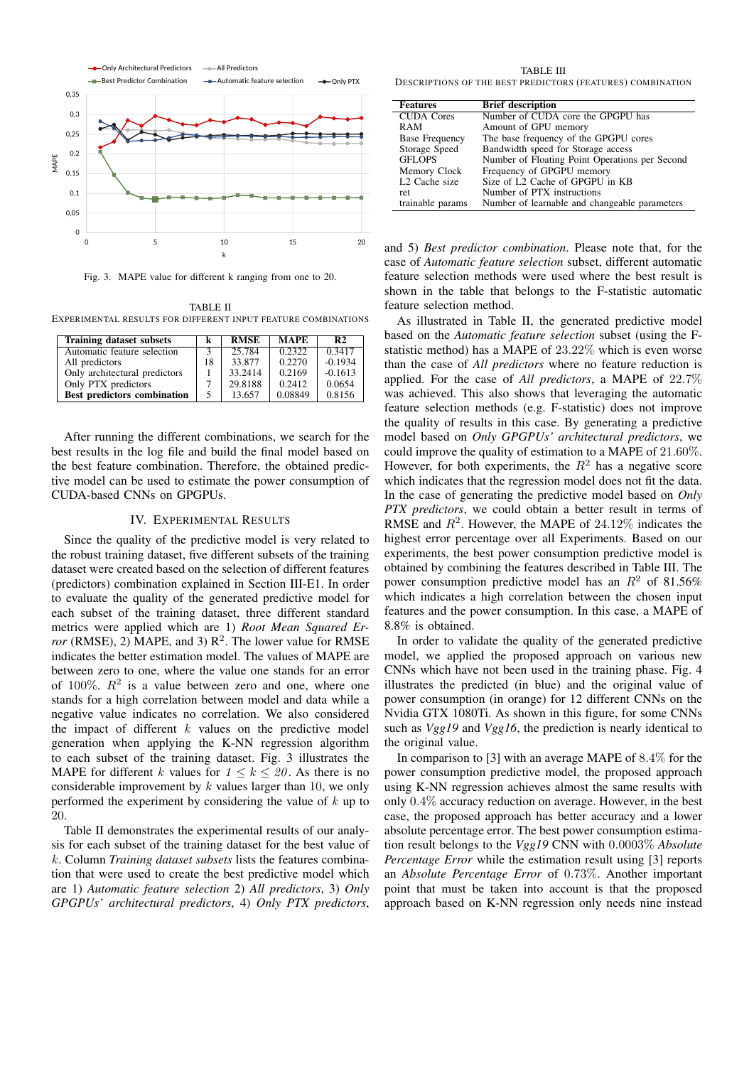Fig. 3. MAPE value for different k ranging from one to 20.

TABLE II
EXPERIMENTAL RESULTS FOR DIFFERENT INPUT FEATURE COMBINATIONS

| Training dataset subsets | k | RMSE | MAPE | R2 |
|---|---|---|---|---|
| Automatic feature selection | 3 | 25.784 | 0.2322 | 0.3417 |
| All predictors | 18 | 33.877 | 0.2270 | -0.1934 |
| Only architectural predictors | 1 | 33.2414 | 0.2169 | -0.1613 |
| Only PTX predictors | 7 | 29.8188 | 0.2412 | 0.0654 |
| **Best predictors combination** | 5 | 13.657 | 0.08849 | 0.8156 |

After running the different combinations, we search for the best results in the log file and build the final model based on the best feature combination. Therefore, the obtained predictive model can be used to estimate the power consumption of CUDA-based CNNs on GPGPUs.

## IV. Experimental Results

Since the quality of the predictive model is very related to the robust training dataset, five different subsets of the training dataset were created based on the selection of different features (predictors) combination explained in Section III-E1. In order to evaluate the quality of the generated predictive model for each subset of the training dataset, three different standard metrics were applied which are 1) *Root Mean Squared Error* (RMSE), 2) MAPE, and 3) $R^2$. The lower value for RMSE indicates the better estimation model. The values of MAPE are between zero to one, where the value one stands for an error of 100%. $R^2$ is a value between zero and one, where one stands for a high correlation between model and data while a negative value indicates no correlation. We also considered the impact of different $k$ values on the predictive model generation when applying the K-NN regression algorithm to each subset of the training dataset. Fig. 3 illustrates the MAPE for different $k$ values for $1 \leq k \leq 20$. As there is no considerable improvement by $k$ values larger than 10, we only performed the experiment by considering the value of $k$ up to 20.

Table II demonstrates the experimental results of our analysis for each subset of the training dataset for the best value of $k$. Column *Training dataset subsets* lists the features combination that were used to create the best predictive model which are 1) *Automatic feature selection* 2) *All predictors*, 3) *Only GPGPUs' architectural predictors*, 4) *Only PTX predictors*, and 5) *Best predictor combination*. Please note that, for the case of *Automatic feature selection* subset, different automatic feature selection methods were used where the best result is shown in the table that belongs to the F-statistic automatic feature selection method.

TABLE III
DESCRIPTIONS OF THE BEST PREDICTORS (FEATURES) COMBINATION

| Features | Brief description |
|---|---|
| CUDA Cores | Number of CUDA core the GPGPU has |
| RAM | Amount of GPU memory |
| Base Frequency | The base frequency of the GPGPU cores |
| Storage Speed | Bandwidth speed for Storage access |
| GFLOPS | Number of Floating Point Operations per Second |
| Memory Clock | Frequency of GPGPU memory |
| L2 Cache size | Size of L2 Cache of GPGPU in KB |
| ret | Number of PTX instructions |
| trainable params | Number of learnable and changeable parameters |

As illustrated in Table II, the generated predictive model based on the *Automatic feature selection* subset (using the F-statistic method) has a MAPE of 23.22% which is even worse than the case of *All predictors* where no feature reduction is applied. For the case of *All predictors*, a MAPE of 22.7% was achieved. This also shows that leveraging the automatic feature selection methods (e.g. F-statistic) does not improve the quality of results in this case. By generating a predictive model based on *Only GPGPUs' architectural predictors*, we could improve the quality of estimation to a MAPE of 21.60%. However, for both experiments, the $R^2$ has a negative score which indicates that the regression model does not fit the data. In the case of generating the predictive model based on *Only PTX predictors*, we could obtain a better result in terms of RMSE and $R^2$. However, the MAPE of 24.12% indicates the highest error percentage over all Experiments. Based on our experiments, the best power consumption predictive model is obtained by combining the features described in Table III. The power consumption predictive model has an $R^2$ of 81.56% which indicates a high correlation between the chosen input features and the power consumption. In this case, a MAPE of 8.8% is obtained.

In order to validate the quality of the generated predictive model, we applied the proposed approach on various new CNNs which have not been used in the training phase. Fig. 4 illustrates the predicted (in blue) and the original value of power consumption (in orange) for 12 different CNNs on the Nvidia GTX 1080Ti. As shown in this figure, for some CNNs such as *Vgg19* and *Vgg16*, the prediction is nearly identical to the original value.

In comparison to [3] with an average MAPE of 8.4% for the power consumption predictive model, the proposed approach using K-NN regression achieves almost the same results with only 0.4% accuracy reduction on average. However, in the best case, the proposed approach has better accuracy and a lower absolute percentage error. The best power consumption estimation result belongs to the *Vgg19* CNN with 0.0003% *Absolute Percentage Error* while the estimation result using [3] reports an *Absolute Percentage Error* of 0.73%. Another important point that must be taken into account is that the proposed approach based on K-NN regression only needs nine instead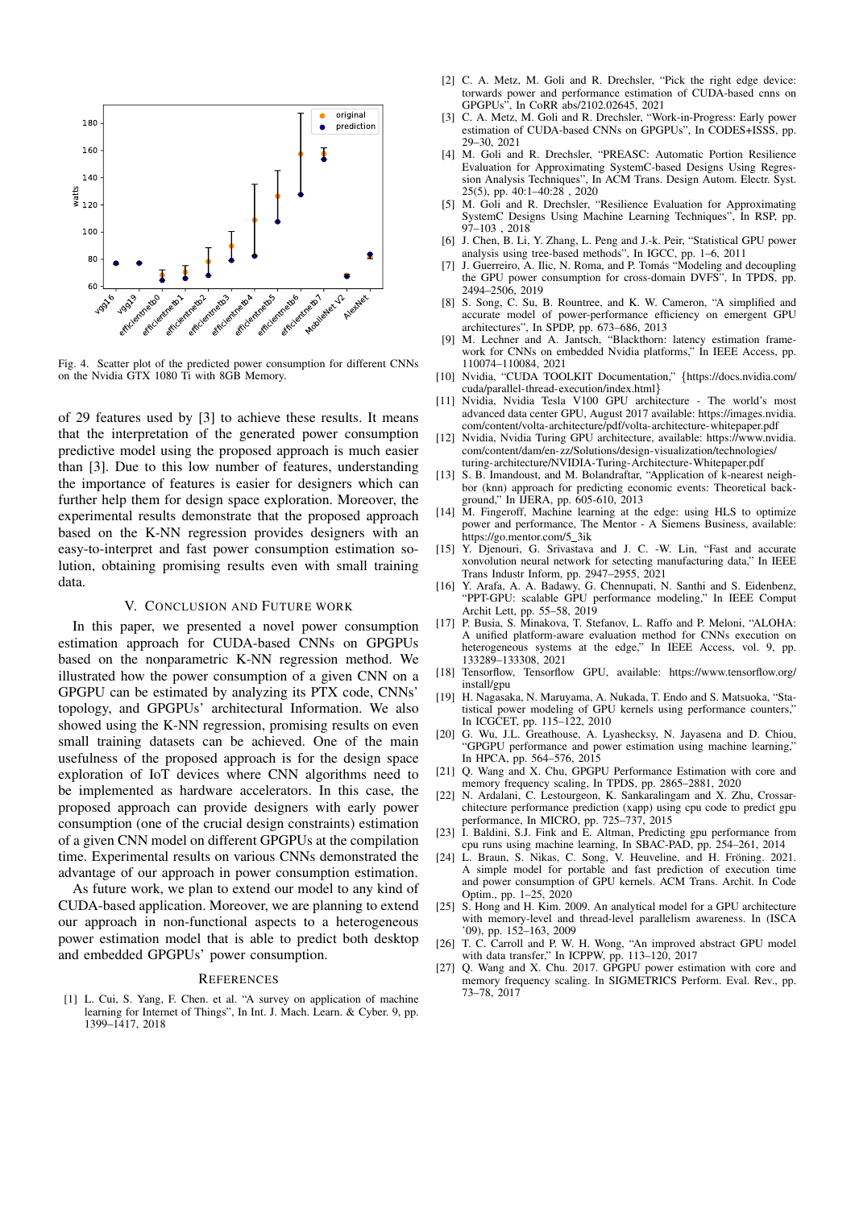watts

180

160

140

120

100

80

60

original

prediction

vgg16

vgg19

efficientnetb0

efficientnetb1

efficientnetb2

efficientnetb3

efficientnetb4

efficientnetb5

efficientnetb6

efficientnetb7

MobileNet V2

AlexNet

Fig. 4. Scatter plot of the predicted power consumption for different CNNs on the Nvidia GTX 1080 Ti with 8GB Memory.

of 29 features used by [3] to achieve these results. It means that the interpretation of the generated power consumption predictive model using the proposed approach is much easier than [3]. Due to this low number of features, understanding the importance of features is easier for designers which can further help them for design space exploration. Moreover, the experimental results demonstrate that the proposed approach based on the K-NN regression provides designers with an easy-to-interpret and fast power consumption estimation solution, obtaining promising results even with small training data.

## V. Conclusion and Future Work

In this paper, we presented a novel power consumption estimation approach for CUDA-based CNNs on GPGPUs based on the nonparametric K-NN regression method. We illustrated how the power consumption of a given CNN on a GPGPU can be estimated by analyzing its PTX code, CNNs' topology, and GPGPUs' architectural Information. We also showed using the K-NN regression, promising results on even small training datasets can be achieved. One of the main usefulness of the proposed approach is for the design space exploration of IoT devices where CNN algorithms need to be implemented as hardware accelerators. In this case, the proposed approach can provide designers with early power consumption (one of the crucial design constraints) estimation of a given CNN model on different GPGPUs at the compilation time. Experimental results on various CNNs demonstrated the advantage of our approach in power consumption estimation.

As future work, we plan to extend our model to any kind of CUDA-based application. Moreover, we are planning to extend our approach in non-functional aspects to a heterogeneous power estimation model that is able to predict both desktop and embedded GPGPUs' power consumption.

## References

[1] L. Cui, S. Yang, F. Chen. et al. "A survey on application of machine learning for Internet of Things", In Int. J. Mach. Learn. & Cyber. 9, pp. 1399–1417, 2018

[2] C. A. Metz, M. Goli and R. Drechsler, "Pick the right edge device: torwards power and performance estimation of CUDA-based cnns on GPGPUs", In CoRR abs/2102.02645, 2021

[3] C. A. Metz, M. Goli and R. Drechsler, "Work-in-Progress: Early power estimation of CUDA-based CNNs on GPGPUs", In CODES+ISSS, pp. 29–30, 2021

[4] M. Goli and R. Drechsler, "PREASC: Automatic Portion Resilience Evaluation for Approximating SystemC-based Designs Using Regression Analysis Techniques", In ACM Trans. Design Autom. Electr. Syst. 25(5), pp. 40:1–40:28 , 2020

[5] M. Goli and R. Drechsler, "Resilience Evaluation for Approximating SystemC Designs Using Machine Learning Techniques", In RSP, pp. 97–103 , 2018

[6] J. Chen, B. Li, Y. Zhang, L. Peng and J.-k. Peir, "Statistical GPU power analysis using tree-based methods", In IGCC, pp. 1–6, 2011

[7] J. Guerreiro, A. Ilic, N. Roma, and P. Tomás "Modeling and decoupling the GPU power consumption for cross-domain DVFS", In TPDS, pp. 2494–2506, 2019

[8] S. Song, C. Su, B. Rountree, and K. W. Cameron, "A simplified and accurate model of power-performance efficiency on emergent GPU architectures", In SPDP, pp. 673–686, 2013

[9] M. Lechner and A. Jantsch, "Blackthorn: latency estimation framework for CNNs on embedded Nvidia platforms," In IEEE Access, pp. 110074–110084, 2021

[10] Nvidia, "CUDA TOOLKIT Documentation," {https://docs.nvidia.com/cuda/parallel-thread-execution/index.html}

[11] Nvidia, Nvidia Tesla V100 GPU architecture - The world's most advanced data center GPU, August 2017 available: https://images.nvidia.com/content/volta-architecture/pdf/volta-architecture-whitepaper.pdf

[12] Nvidia, Nvidia Turing GPU architecture, available: https://www.nvidia.com/content/dam/en-zz/Solutions/design-visualization/technologies/turing-architecture/NVIDIA-Turing-Architecture-Whitepaper.pdf

[13] S. B. Imandoust, and M. Bolandraftar, "Application of k-nearest neighbor (knn) approach for predicting economic events: Theoretical background," In IJERA, pp. 605-610, 2013

[14] M. Fingeroff, Machine learning at the edge: using HLS to optimize power and performance, The Mentor - A Siemens Business, available: https://go.mentor.com/5_3ik

[15] Y. Djenouri, G. Srivastava and J. C. -W. Lin, "Fast and accurate xonvolution neural network for setecting manufacturing data," In IEEE Trans Industr Inform, pp. 2947–2955, 2021

[16] Y. Arafa, A. A. Badawy, G. Chennupati, N. Santhi and S. Eidenbenz, "PPT-GPU: scalable GPU performance modeling," In IEEE Comput Archit Lett, pp. 55–58, 2019

[17] P. Busia, S. Minakova, T. Stefanov, L. Raffo and P. Meloni, "ALOHA: A unified platform-aware evaluation method for CNNs execution on heterogeneous systems at the edge," In IEEE Access, vol. 9, pp. 133289–133308, 2021

[18] Tensorflow, Tensorflow GPU, available: https://www.tensorflow.org/install/gpu

[19] H. Nagasaka, N. Maruyama, A. Nukada, T. Endo and S. Matsuoka, "Statistical power modeling of GPU kernels using performance counters," In ICGCET, pp. 115–122, 2010

[20] G. Wu, J.L. Greathouse, A. Lyashecksy, N. Jayasena and D. Chiou, "GPGPU performance and power estimation using machine learning," In HPCA, pp. 564–576, 2015

[21] Q. Wang and X. Chu, GPGPU Performance Estimation with core and memory frequency scaling, In TPDS, pp. 2865–2881, 2020

[22] N. Ardalani, C. Lestourgeon, K. Sankaralingam and X. Zhu, Crossarchitecture performance prediction (xapp) using cpu code to predict gpu performance, In MICRO, pp. 725–737, 2015

[23] I. Baldini, S.J. Fink and E. Altman, Predicting gpu performance from cpu runs using machine learning, In SBAC-PAD, pp. 254–261, 2014

[24] L. Braun, S. Nikas, C. Song, V. Heuveline, and H. Fröning. 2021. A simple model for portable and fast prediction of execution time and power consumption of GPU kernels. ACM Trans. Archit. In Code Optim., pp. 1–25, 2020

[25] S. Hong and H. Kim. 2009. An analytical model for a GPU architecture with memory-level and thread-level parallelism awareness. In (ISCA '09), pp. 152–163, 2009

[26] T. C. Carroll and P. W. H. Wong, "An improved abstract GPU model with data transfer," In ICPPW, pp. 113–120, 2017

[27] Q. Wang and X. Chu. 2017. GPGPU power estimation with core and memory frequency scaling. In SIGMETRICS Perform. Eval. Rev., pp. 73–78, 2017